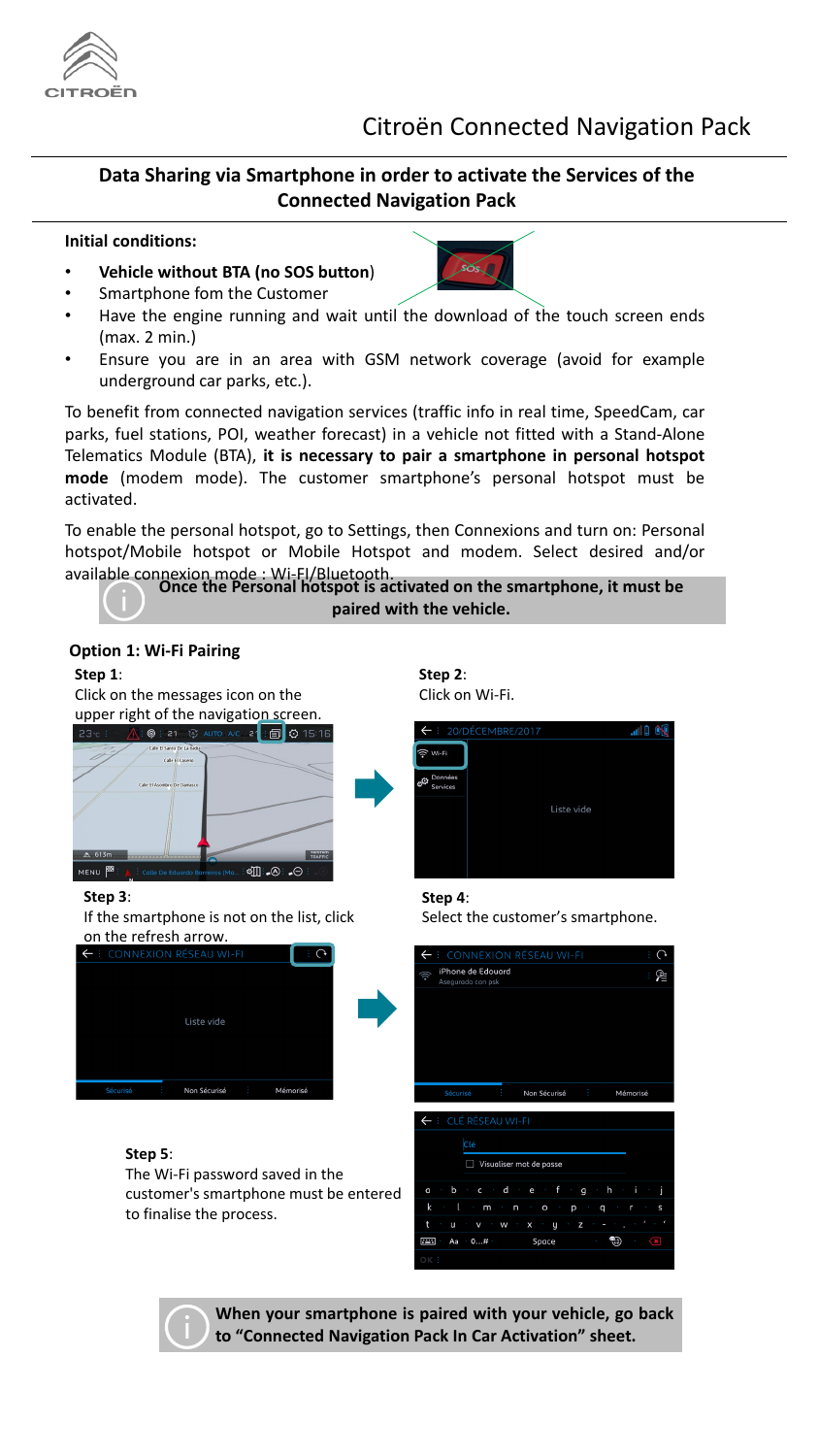# Citroën Connected Navigation Pack

## Data Sharing via Smartphone in order to activate the Services of the Connected Navigation Pack

**Initial conditions:**

- **Vehicle without BTA (no SOS button)**
- Smartphone fom the Customer
- Have the engine running and wait until the download of the touch screen ends (max. 2 min.)
- Ensure you are in an area with GSM network coverage (avoid for example underground car parks, etc.).

To benefit from connected navigation services (traffic info in real time, SpeedCam, car parks, fuel stations, POI, weather forecast) in a vehicle not fitted with a Stand-Alone Telematics Module (BTA), **it is necessary to pair a smartphone in personal hotspot mode** (modem mode). The customer smartphone's personal hotspot must be activated.

To enable the personal hotspot, go to Settings, then Connexions and turn on: Personal hotspot/Mobile hotspot or Mobile Hotspot and modem. Select desired and/or available connexion mode : Wi-FI/Bluetooth.

**Once the Personal hotspot is activated on the smartphone, it must be paired with the vehicle.**

### Option 1: Wi-Fi Pairing

**Step 1**:
Click on the messages icon on the upper right of the navigation screen.

**Step 2**:
Click on Wi-Fi.

**Step 3**:
If the smartphone is not on the list, click on the refresh arrow.

**Step 4**:
Select the customer's smartphone.

**Step 5**:
The Wi-Fi password saved in the customer's smartphone must be entered to finalise the process.

**When your smartphone is paired with your vehicle, go back to "Connected Navigation Pack In Car Activation" sheet.**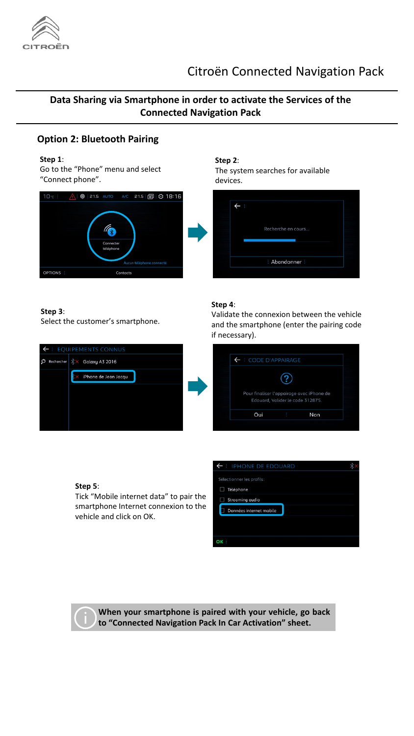# Citroën Connected Navigation Pack

## Data Sharing via Smartphone in order to activate the Services of the Connected Navigation Pack

### Option 2: Bluetooth Pairing

**Step 1**:
Go to the "Phone" menu and select "Connect phone".

**Step 2**:
The system searches for available devices.

**Step 3**:
Select the customer's smartphone.

**Step 4**:
Validate the connexion between the vehicle and the smartphone (enter the pairing code if necessary).

**Step 5**:
Tick "Mobile internet data" to pair the smartphone Internet connexion to the vehicle and click on OK.

**When your smartphone is paired with your vehicle, go back to "Connected Navigation Pack In Car Activation" sheet.**